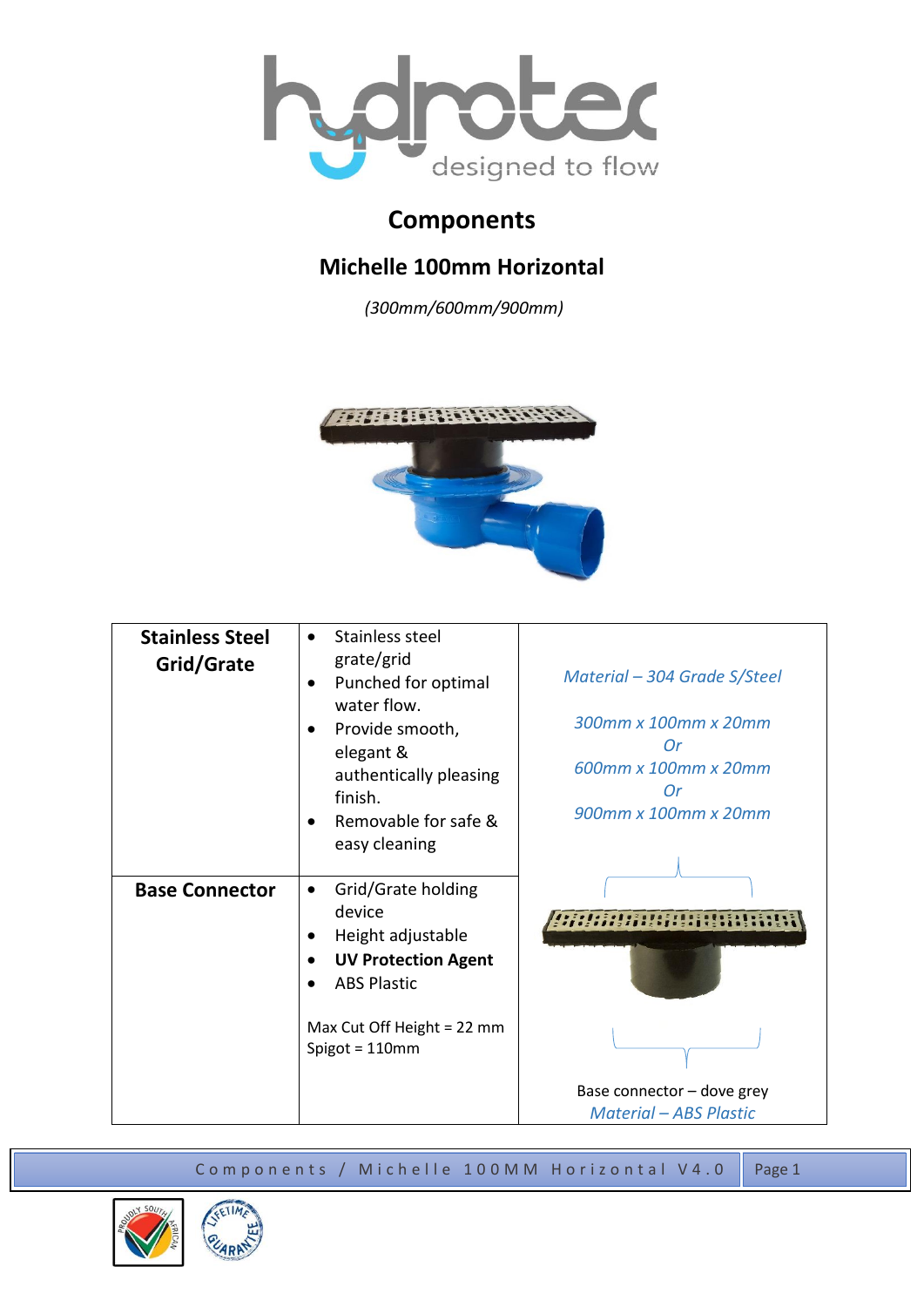# Components

## Michelle 100mm Horizontal

*(300mm/600mm/900mm)*

| Stainless Steel Grid/Grate | • Stainless steel grate/grid<br>• Punched for optimal water flow.<br>• Provide smooth, elegant & authentically pleasing finish.<br>• Removable for safe & easy cleaning | *Material – 304 Grade S/Steel*<br><br>*300mm x 100mm x 20mm*<br>*Or*<br>*600mm x 100mm x 20mm*<br>*Or*<br>*900mm x 100mm x 20mm* |
|---|---|---|
| **Base Connector** | • Grid/Grate holding device<br>• Height adjustable<br>• **UV Protection Agent**<br>• ABS Plastic<br><br>Max Cut Off Height = 22 mm<br>Spigot = 110mm | Base connector – dove grey<br>*Material – ABS Plastic* |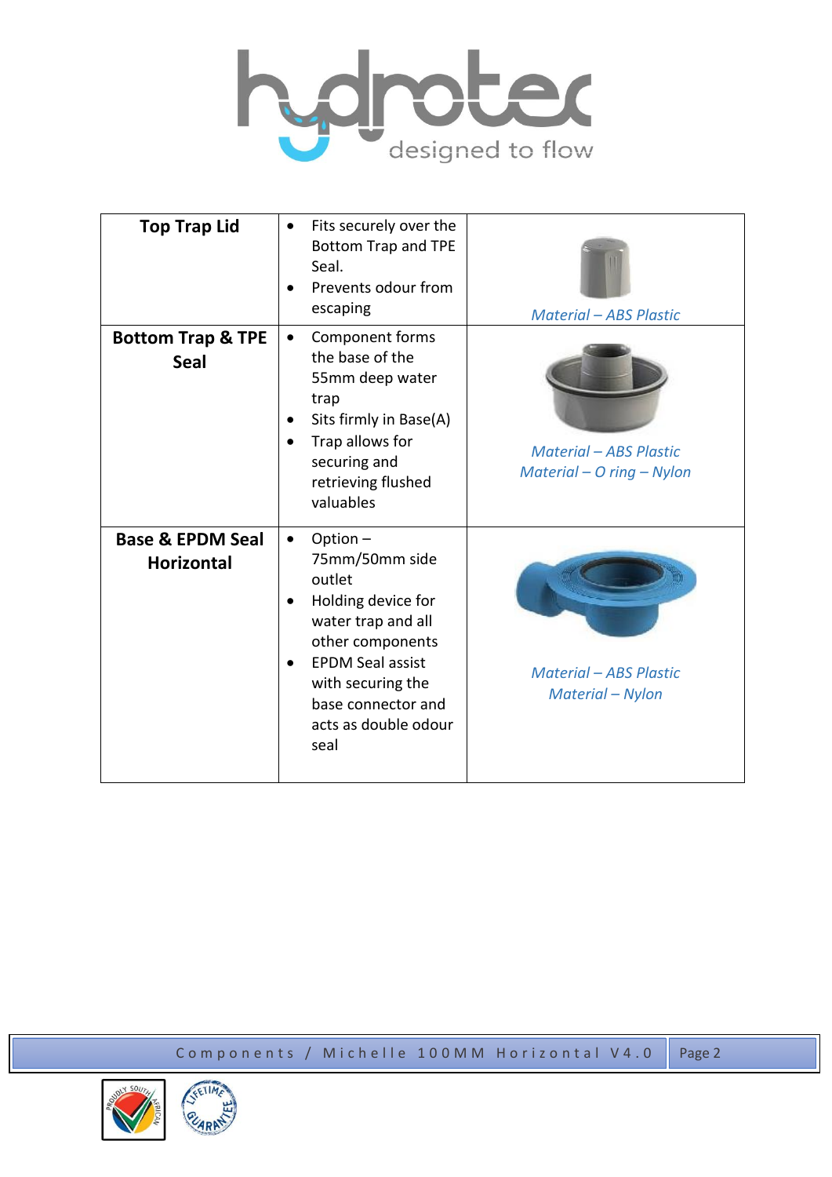| | | |
|---|---|---|
| **Top Trap Lid** | • Fits securely over the Bottom Trap and TPE Seal.<br>• Prevents odour from escaping | *Material – ABS Plastic* |
| **Bottom Trap & TPE Seal** | • Component forms the base of the 55mm deep water trap<br>• Sits firmly in Base(A)<br>• Trap allows for securing and retrieving flushed valuables | *Material – ABS Plastic*<br>*Material – O ring – Nylon* |
| **Base & EPDM Seal Horizontal** | • Option – 75mm/50mm side outlet<br>• Holding device for water trap and all other components<br>• EPDM Seal assist with securing the base connector and acts as double odour seal | *Material – ABS Plastic*<br>*Material – Nylon* |